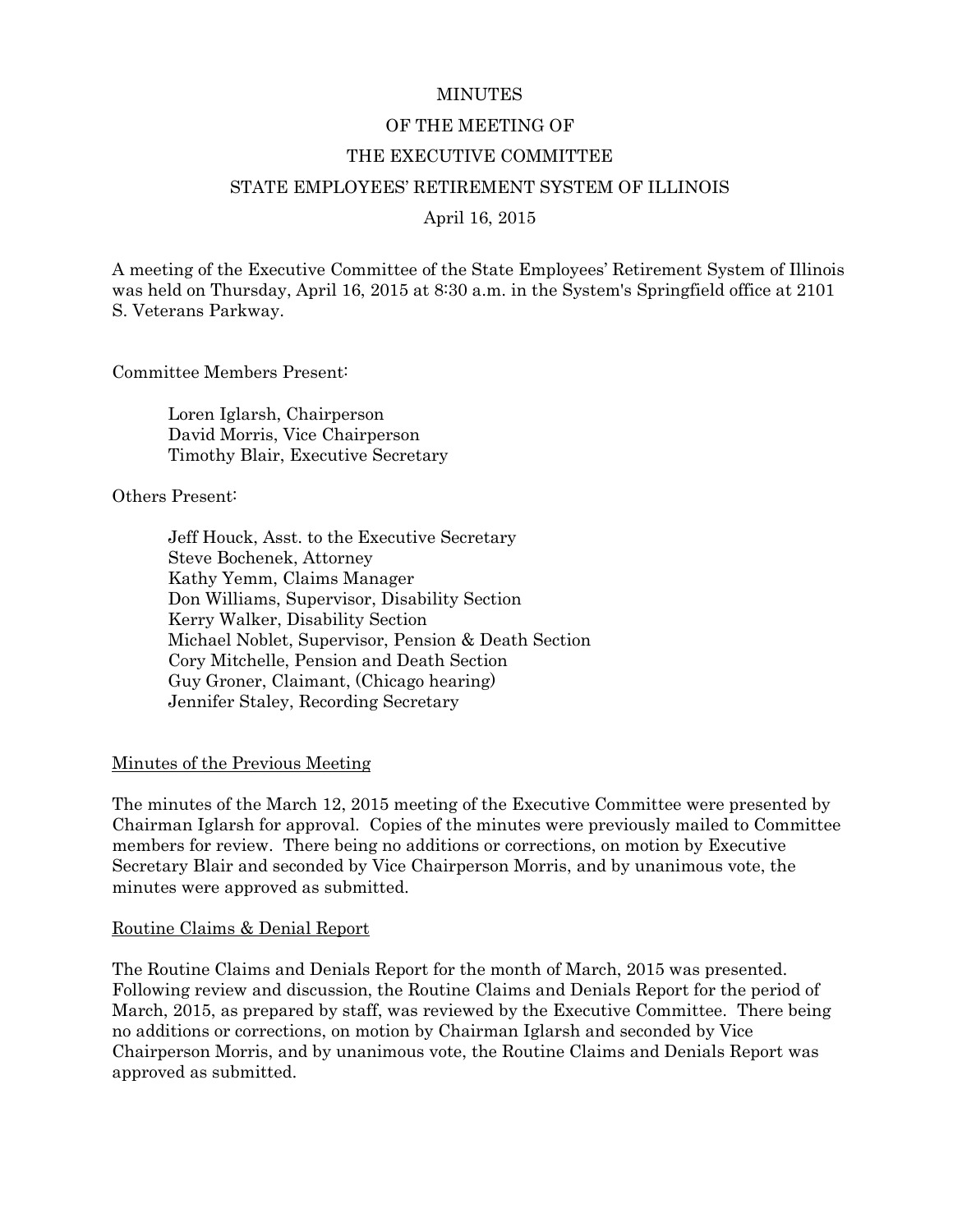# MINUTES
# OF THE MEETING OF
# THE EXECUTIVE COMMITTEE
# STATE EMPLOYEES' RETIREMENT SYSTEM OF ILLINOIS
## April 16, 2015

A meeting of the Executive Committee of the State Employees' Retirement System of Illinois was held on Thursday, April 16, 2015 at 8:30 a.m. in the System's Springfield office at 2101 S. Veterans Parkway.

Committee Members Present:

> Loren Iglarsh, Chairperson
> David Morris, Vice Chairperson
> Timothy Blair, Executive Secretary

Others Present:

> Jeff Houck, Asst. to the Executive Secretary
> Steve Bochenek, Attorney
> Kathy Yemm, Claims Manager
> Don Williams, Supervisor, Disability Section
> Kerry Walker, Disability Section
> Michael Noblet, Supervisor, Pension & Death Section
> Cory Mitchelle, Pension and Death Section
> Guy Groner, Claimant, (Chicago hearing)
> Jennifer Staley, Recording Secretary

<u>Minutes of the Previous Meeting</u>

The minutes of the March 12, 2015 meeting of the Executive Committee were presented by Chairman Iglarsh for approval. Copies of the minutes were previously mailed to Committee members for review. There being no additions or corrections, on motion by Executive Secretary Blair and seconded by Vice Chairperson Morris, and by unanimous vote, the minutes were approved as submitted.

<u>Routine Claims & Denial Report</u>

The Routine Claims and Denials Report for the month of March, 2015 was presented. Following review and discussion, the Routine Claims and Denials Report for the period of March, 2015, as prepared by staff, was reviewed by the Executive Committee. There being no additions or corrections, on motion by Chairman Iglarsh and seconded by Vice Chairperson Morris, and by unanimous vote, the Routine Claims and Denials Report was approved as submitted.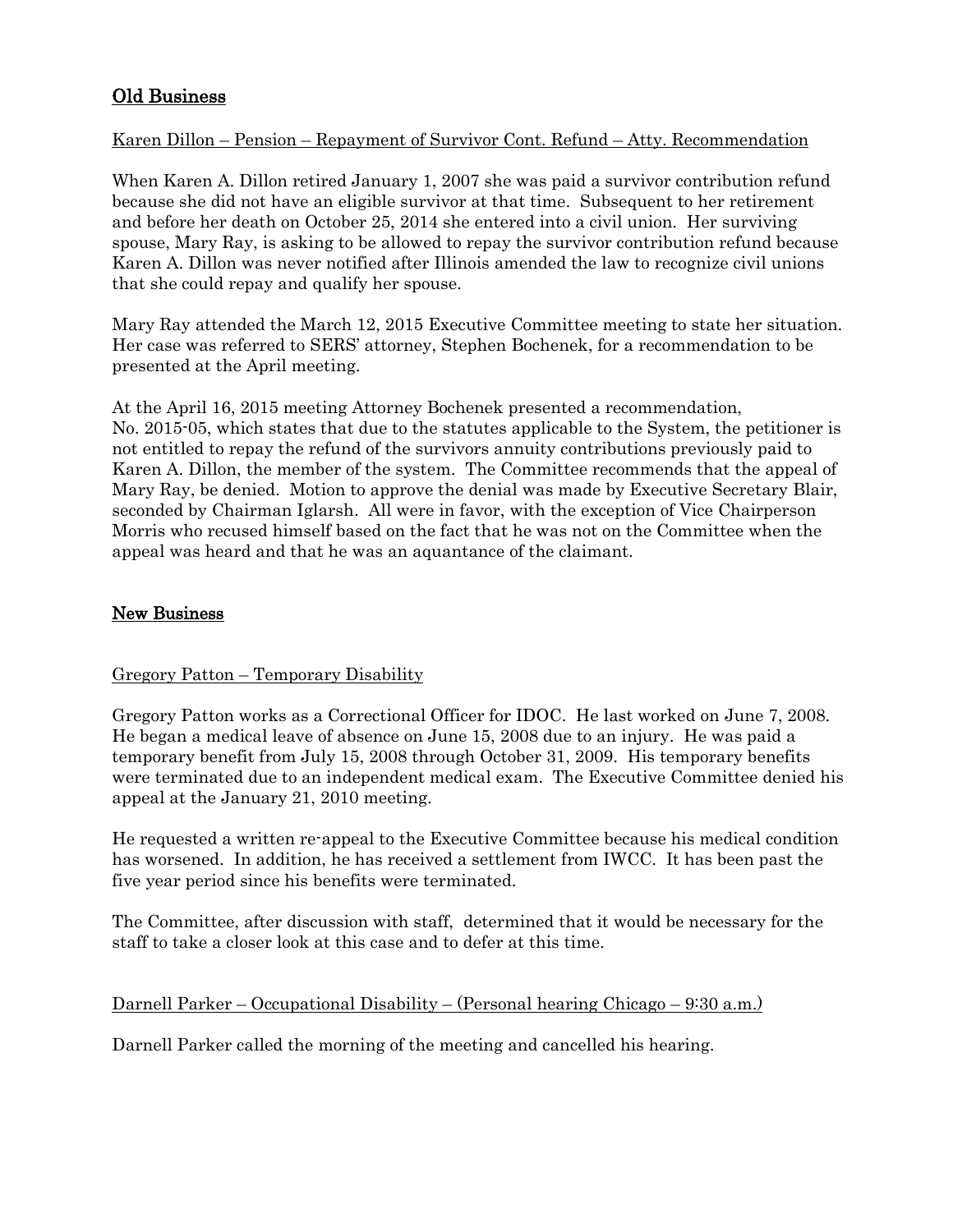## Old Business

Karen Dillon – Pension – Repayment of Survivor Cont. Refund – Atty. Recommendation

When Karen A. Dillon retired January 1, 2007 she was paid a survivor contribution refund because she did not have an eligible survivor at that time. Subsequent to her retirement and before her death on October 25, 2014 she entered into a civil union. Her surviving spouse, Mary Ray, is asking to be allowed to repay the survivor contribution refund because Karen A. Dillon was never notified after Illinois amended the law to recognize civil unions that she could repay and qualify her spouse.

Mary Ray attended the March 12, 2015 Executive Committee meeting to state her situation. Her case was referred to SERS' attorney, Stephen Bochenek, for a recommendation to be presented at the April meeting.

At the April 16, 2015 meeting Attorney Bochenek presented a recommendation, No. 2015-05, which states that due to the statutes applicable to the System, the petitioner is not entitled to repay the refund of the survivors annuity contributions previously paid to Karen A. Dillon, the member of the system. The Committee recommends that the appeal of Mary Ray, be denied. Motion to approve the denial was made by Executive Secretary Blair, seconded by Chairman Iglarsh. All were in favor, with the exception of Vice Chairperson Morris who recused himself based on the fact that he was not on the Committee when the appeal was heard and that he was an aquantance of the claimant.

## New Business

Gregory Patton – Temporary Disability

Gregory Patton works as a Correctional Officer for IDOC. He last worked on June 7, 2008. He began a medical leave of absence on June 15, 2008 due to an injury. He was paid a temporary benefit from July 15, 2008 through October 31, 2009. His temporary benefits were terminated due to an independent medical exam. The Executive Committee denied his appeal at the January 21, 2010 meeting.

He requested a written re-appeal to the Executive Committee because his medical condition has worsened. In addition, he has received a settlement from IWCC. It has been past the five year period since his benefits were terminated.

The Committee, after discussion with staff, determined that it would be necessary for the staff to take a closer look at this case and to defer at this time.

Darnell Parker – Occupational Disability – (Personal hearing Chicago – 9:30 a.m.)

Darnell Parker called the morning of the meeting and cancelled his hearing.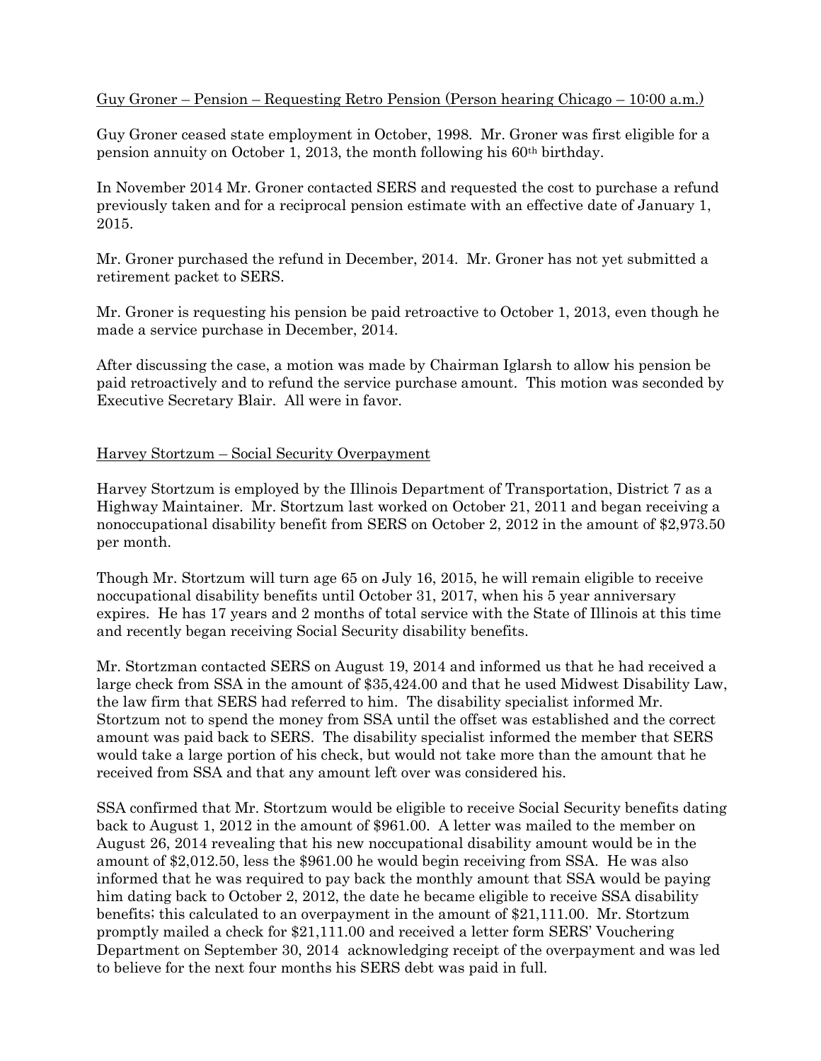Guy Groner – Pension – Requesting Retro Pension (Person hearing Chicago – 10:00 a.m.)

Guy Groner ceased state employment in October, 1998. Mr. Groner was first eligible for a pension annuity on October 1, 2013, the month following his 60th birthday.

In November 2014 Mr. Groner contacted SERS and requested the cost to purchase a refund previously taken and for a reciprocal pension estimate with an effective date of January 1, 2015.

Mr. Groner purchased the refund in December, 2014. Mr. Groner has not yet submitted a retirement packet to SERS.

Mr. Groner is requesting his pension be paid retroactive to October 1, 2013, even though he made a service purchase in December, 2014.

After discussing the case, a motion was made by Chairman Iglarsh to allow his pension be paid retroactively and to refund the service purchase amount. This motion was seconded by Executive Secretary Blair. All were in favor.

Harvey Stortzum – Social Security Overpayment

Harvey Stortzum is employed by the Illinois Department of Transportation, District 7 as a Highway Maintainer. Mr. Stortzum last worked on October 21, 2011 and began receiving a nonoccupational disability benefit from SERS on October 2, 2012 in the amount of $2,973.50 per month.

Though Mr. Stortzum will turn age 65 on July 16, 2015, he will remain eligible to receive noccupational disability benefits until October 31, 2017, when his 5 year anniversary expires. He has 17 years and 2 months of total service with the State of Illinois at this time and recently began receiving Social Security disability benefits.

Mr. Stortzman contacted SERS on August 19, 2014 and informed us that he had received a large check from SSA in the amount of $35,424.00 and that he used Midwest Disability Law, the law firm that SERS had referred to him. The disability specialist informed Mr. Stortzum not to spend the money from SSA until the offset was established and the correct amount was paid back to SERS. The disability specialist informed the member that SERS would take a large portion of his check, but would not take more than the amount that he received from SSA and that any amount left over was considered his.

SSA confirmed that Mr. Stortzum would be eligible to receive Social Security benefits dating back to August 1, 2012 in the amount of $961.00. A letter was mailed to the member on August 26, 2014 revealing that his new noccupational disability amount would be in the amount of $2,012.50, less the $961.00 he would begin receiving from SSA. He was also informed that he was required to pay back the monthly amount that SSA would be paying him dating back to October 2, 2012, the date he became eligible to receive SSA disability benefits; this calculated to an overpayment in the amount of $21,111.00. Mr. Stortzum promptly mailed a check for $21,111.00 and received a letter form SERS' Vouchering Department on September 30, 2014 acknowledging receipt of the overpayment and was led to believe for the next four months his SERS debt was paid in full.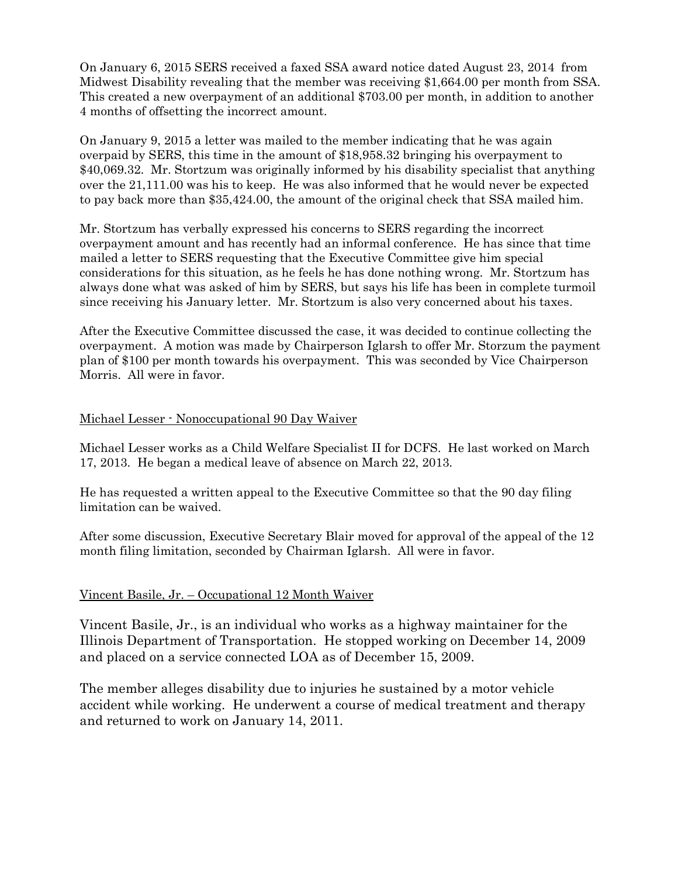On January 6, 2015 SERS received a faxed SSA award notice dated August 23, 2014 from Midwest Disability revealing that the member was receiving $1,664.00 per month from SSA. This created a new overpayment of an additional $703.00 per month, in addition to another 4 months of offsetting the incorrect amount.

On January 9, 2015 a letter was mailed to the member indicating that he was again overpaid by SERS, this time in the amount of $18,958.32 bringing his overpayment to $40,069.32. Mr. Stortzum was originally informed by his disability specialist that anything over the 21,111.00 was his to keep. He was also informed that he would never be expected to pay back more than $35,424.00, the amount of the original check that SSA mailed him.

Mr. Stortzum has verbally expressed his concerns to SERS regarding the incorrect overpayment amount and has recently had an informal conference. He has since that time mailed a letter to SERS requesting that the Executive Committee give him special considerations for this situation, as he feels he has done nothing wrong. Mr. Stortzum has always done what was asked of him by SERS, but says his life has been in complete turmoil since receiving his January letter. Mr. Stortzum is also very concerned about his taxes.

After the Executive Committee discussed the case, it was decided to continue collecting the overpayment. A motion was made by Chairperson Iglarsh to offer Mr. Storzum the payment plan of $100 per month towards his overpayment. This was seconded by Vice Chairperson Morris. All were in favor.

<u>Michael Lesser - Nonoccupational 90 Day Waiver</u>

Michael Lesser works as a Child Welfare Specialist II for DCFS. He last worked on March 17, 2013. He began a medical leave of absence on March 22, 2013.

He has requested a written appeal to the Executive Committee so that the 90 day filing limitation can be waived.

After some discussion, Executive Secretary Blair moved for approval of the appeal of the 12 month filing limitation, seconded by Chairman Iglarsh. All were in favor.

<u>Vincent Basile, Jr. – Occupational 12 Month Waiver</u>

Vincent Basile, Jr., is an individual who works as a highway maintainer for the Illinois Department of Transportation. He stopped working on December 14, 2009 and placed on a service connected LOA as of December 15, 2009.

The member alleges disability due to injuries he sustained by a motor vehicle accident while working. He underwent a course of medical treatment and therapy and returned to work on January 14, 2011.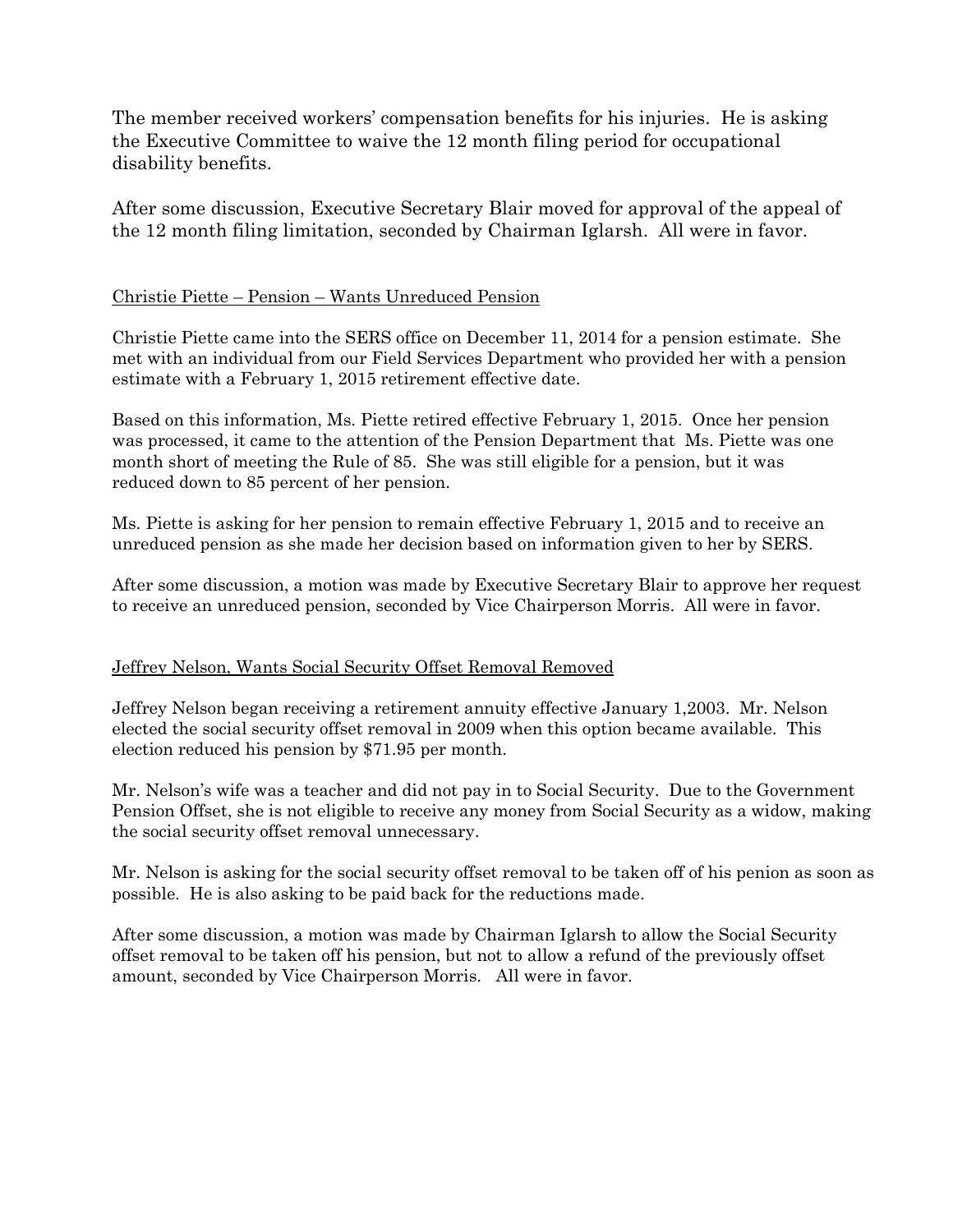The member received workers' compensation benefits for his injuries. He is asking the Executive Committee to waive the 12 month filing period for occupational disability benefits.

After some discussion, Executive Secretary Blair moved for approval of the appeal of the 12 month filing limitation, seconded by Chairman Iglarsh. All were in favor.

<u>Christie Piette – Pension – Wants Unreduced Pension</u>

Christie Piette came into the SERS office on December 11, 2014 for a pension estimate. She met with an individual from our Field Services Department who provided her with a pension estimate with a February 1, 2015 retirement effective date.

Based on this information, Ms. Piette retired effective February 1, 2015. Once her pension was processed, it came to the attention of the Pension Department that Ms. Piette was one month short of meeting the Rule of 85. She was still eligible for a pension, but it was reduced down to 85 percent of her pension.

Ms. Piette is asking for her pension to remain effective February 1, 2015 and to receive an unreduced pension as she made her decision based on information given to her by SERS.

After some discussion, a motion was made by Executive Secretary Blair to approve her request to receive an unreduced pension, seconded by Vice Chairperson Morris. All were in favor.

<u>Jeffrey Nelson, Wants Social Security Offset Removal Removed</u>

Jeffrey Nelson began receiving a retirement annuity effective January 1,2003. Mr. Nelson elected the social security offset removal in 2009 when this option became available. This election reduced his pension by $71.95 per month.

Mr. Nelson's wife was a teacher and did not pay in to Social Security. Due to the Government Pension Offset, she is not eligible to receive any money from Social Security as a widow, making the social security offset removal unnecessary.

Mr. Nelson is asking for the social security offset removal to be taken off of his penion as soon as possible. He is also asking to be paid back for the reductions made.

After some discussion, a motion was made by Chairman Iglarsh to allow the Social Security offset removal to be taken off his pension, but not to allow a refund of the previously offset amount, seconded by Vice Chairperson Morris. All were in favor.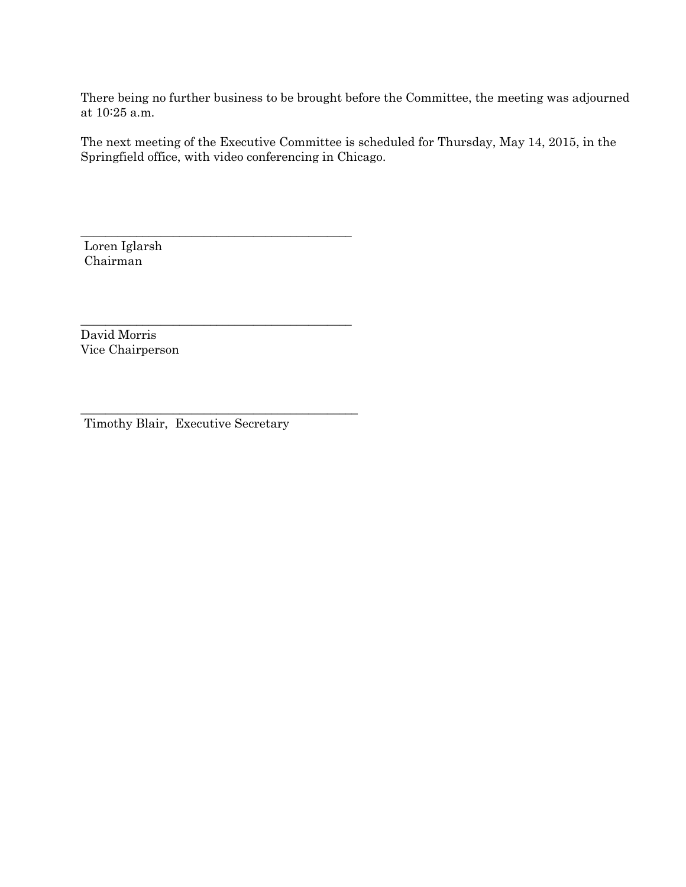There being no further business to be brought before the Committee, the meeting was adjourned at 10:25 a.m.

The next meeting of the Executive Committee is scheduled for Thursday, May 14, 2015, in the Springfield office, with video conferencing in Chicago.

\_\_\_\_\_\_\_\_\_\_\_\_\_\_\_\_\_\_\_\_\_\_\_\_\_\_\_\_\_\_\_\_\_\_\_\_\_\_\_\_\_\_\_\_

Loren Iglarsh
Chairman

\_\_\_\_\_\_\_\_\_\_\_\_\_\_\_\_\_\_\_\_\_\_\_\_\_\_\_\_\_\_\_\_\_\_\_\_\_\_\_\_\_\_\_\_

David Morris
Vice Chairperson

\_\_\_\_\_\_\_\_\_\_\_\_\_\_\_\_\_\_\_\_\_\_\_\_\_\_\_\_\_\_\_\_\_\_\_\_\_\_\_\_\_\_\_\_

Timothy Blair, Executive Secretary